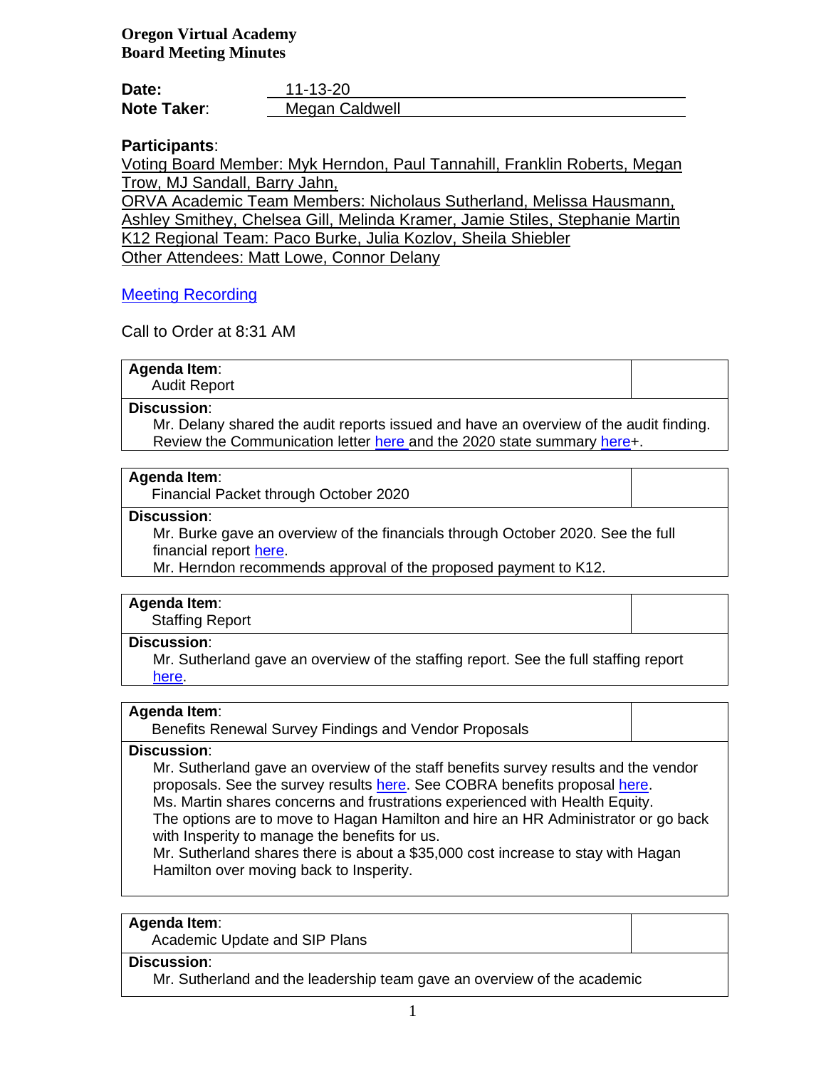**Oregon Virtual Academy**
**Board Meeting Minutes**

**Date:** 11-13-20
**Note Taker**: Megan Caldwell

**Participants**:
Voting Board Member: Myk Herndon, Paul Tannahill, Franklin Roberts, Megan Trow, MJ Sandall, Barry Jahn,
ORVA Academic Team Members: Nicholaus Sutherland, Melissa Hausmann, Ashley Smithey, Chelsea Gill, Melinda Kramer, Jamie Stiles, Stephanie Martin
K12 Regional Team: Paco Burke, Julia Kozlov, Sheila Shiebler
Other Attendees: Matt Lowe, Connor Delany

Meeting Recording

Call to Order at 8:31 AM

| **Agenda Item**: Audit Report | |
|---|---|
| **Discussion**: Mr. Delany shared the audit reports issued and have an overview of the audit finding. Review the Communication letter here and the 2020 state summary here+. | |

| **Agenda Item**: Financial Packet through October 2020 | |
|---|---|
| **Discussion**: Mr. Burke gave an overview of the financials through October 2020. See the full financial report here. Mr. Herndon recommends approval of the proposed payment to K12. | |

| **Agenda Item**: Staffing Report | |
|---|---|
| **Discussion**: Mr. Sutherland gave an overview of the staffing report. See the full staffing report here. | |

| **Agenda Item**: Benefits Renewal Survey Findings and Vendor Proposals | |
|---|---|
| **Discussion**: Mr. Sutherland gave an overview of the staff benefits survey results and the vendor proposals. See the survey results here. See COBRA benefits proposal here. Ms. Martin shares concerns and frustrations experienced with Health Equity. The options are to move to Hagan Hamilton and hire an HR Administrator or go back with Insperity to manage the benefits for us. Mr. Sutherland shares there is about a $35,000 cost increase to stay with Hagan Hamilton over moving back to Insperity. | |

| **Agenda Item**: Academic Update and SIP Plans | |
|---|---|
| **Discussion**: Mr. Sutherland and the leadership team gave an overview of the academic | |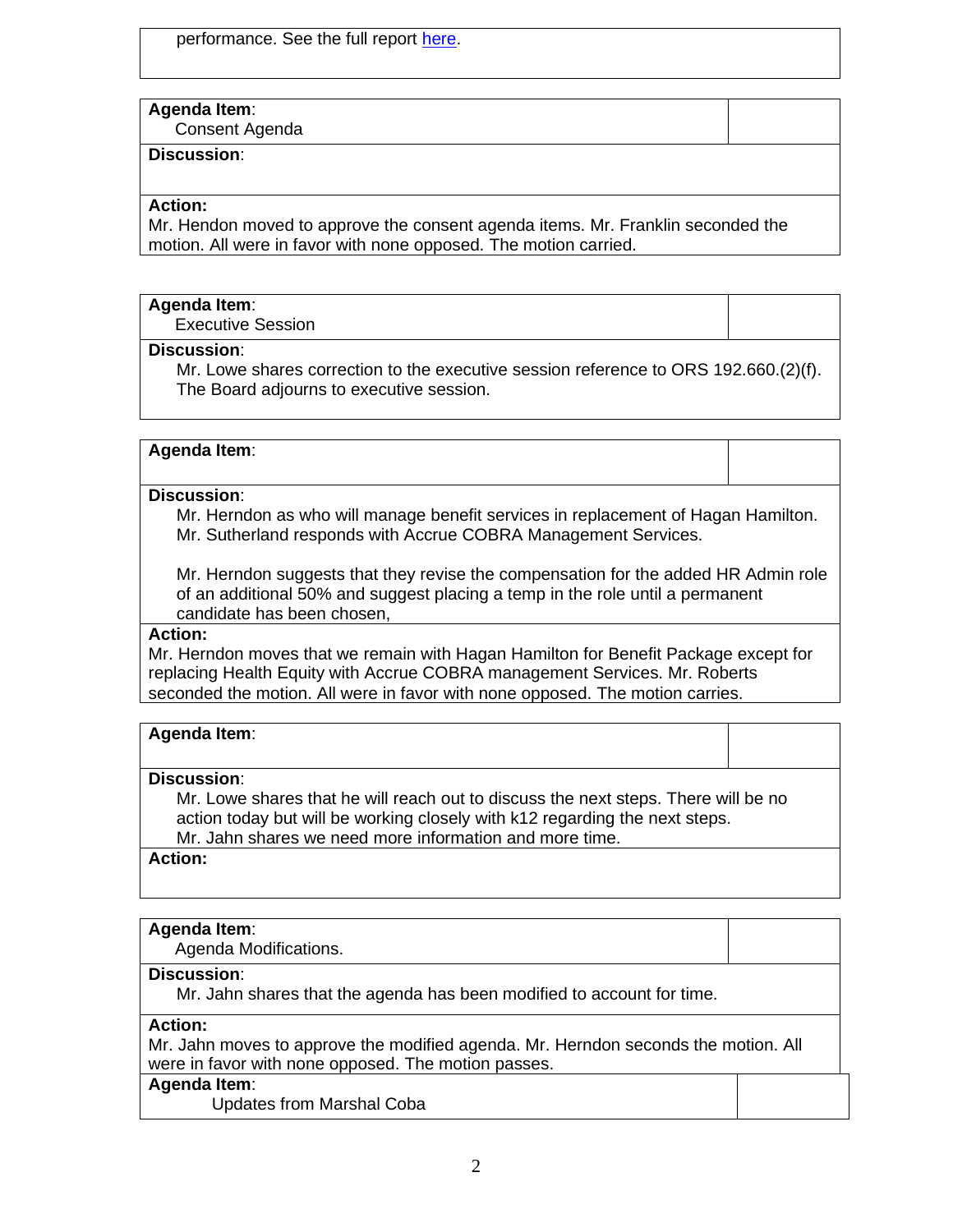performance. See the full report here.

| **Agenda Item**: Consent Agenda | |
|---|---|
| **Discussion**: | |
| **Action:** Mr. Hendon moved to approve the consent agenda items. Mr. Franklin seconded the motion. All were in favor with none opposed. The motion carried. | |

| **Agenda Item**: Executive Session | |
|---|---|
| **Discussion**: Mr. Lowe shares correction to the executive session reference to ORS 192.660.(2)(f). The Board adjourns to executive session. | |

| **Agenda Item**: | |
|---|---|
| **Discussion**: Mr. Herndon as who will manage benefit services in replacement of Hagan Hamilton. Mr. Sutherland responds with Accrue COBRA Management Services.<br><br>Mr. Herndon suggests that they revise the compensation for the added HR Admin role of an additional 50% and suggest placing a temp in the role until a permanent candidate has been chosen, | |
| **Action:** Mr. Herndon moves that we remain with Hagan Hamilton for Benefit Package except for replacing Health Equity with Accrue COBRA management Services. Mr. Roberts seconded the motion. All were in favor with none opposed. The motion carries. | |

| **Agenda Item**: | |
|---|---|
| **Discussion**: Mr. Lowe shares that he will reach out to discuss the next steps. There will be no action today but will be working closely with k12 regarding the next steps. Mr. Jahn shares we need more information and more time. | |
| **Action:** | |

| **Agenda Item**: Agenda Modifications. | |
|---|---|
| **Discussion**: Mr. Jahn shares that the agenda has been modified to account for time. | |
| **Action:** Mr. Jahn moves to approve the modified agenda. Mr. Herndon seconds the motion. All were in favor with none opposed. The motion passes. | |

| **Agenda Item**: Updates from Marshal Coba | |
|---|---|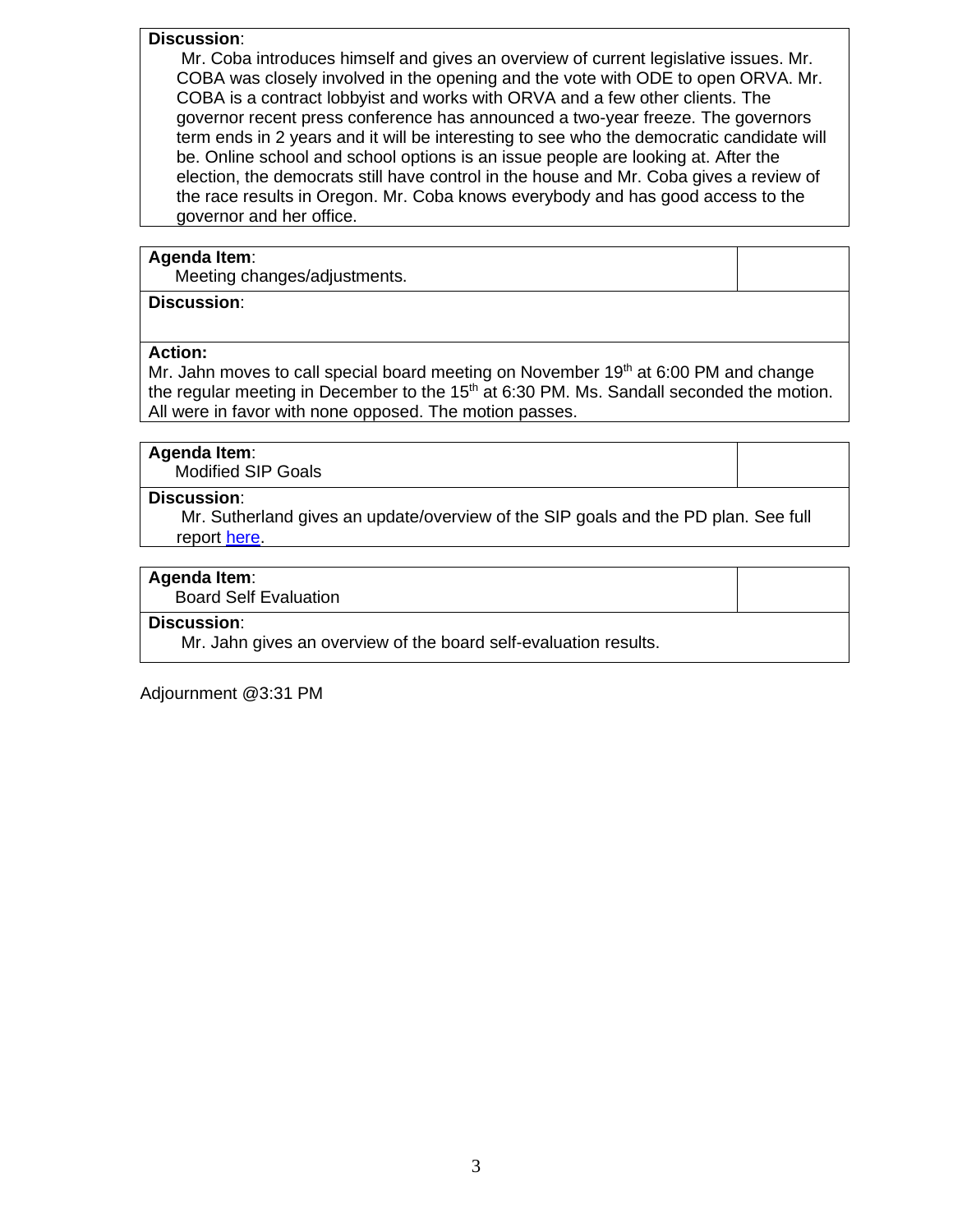**Discussion**:

Mr. Coba introduces himself and gives an overview of current legislative issues. Mr. COBA was closely involved in the opening and the vote with ODE to open ORVA. Mr. COBA is a contract lobbyist and works with ORVA and a few other clients. The governor recent press conference has announced a two-year freeze. The governors term ends in 2 years and it will be interesting to see who the democratic candidate will be. Online school and school options is an issue people are looking at. After the election, the democrats still have control in the house and Mr. Coba gives a review of the race results in Oregon. Mr. Coba knows everybody and has good access to the governor and her office.

**Agenda Item**:

Meeting changes/adjustments.

**Discussion**:

**Action:**

Mr. Jahn moves to call special board meeting on November 19th at 6:00 PM and change the regular meeting in December to the 15th at 6:30 PM. Ms. Sandall seconded the motion. All were in favor with none opposed. The motion passes.

**Agenda Item**:

Modified SIP Goals

**Discussion**:

Mr. Sutherland gives an update/overview of the SIP goals and the PD plan. See full report here.

**Agenda Item**:

Board Self Evaluation

**Discussion**:

Mr. Jahn gives an overview of the board self-evaluation results.

Adjournment @3:31 PM